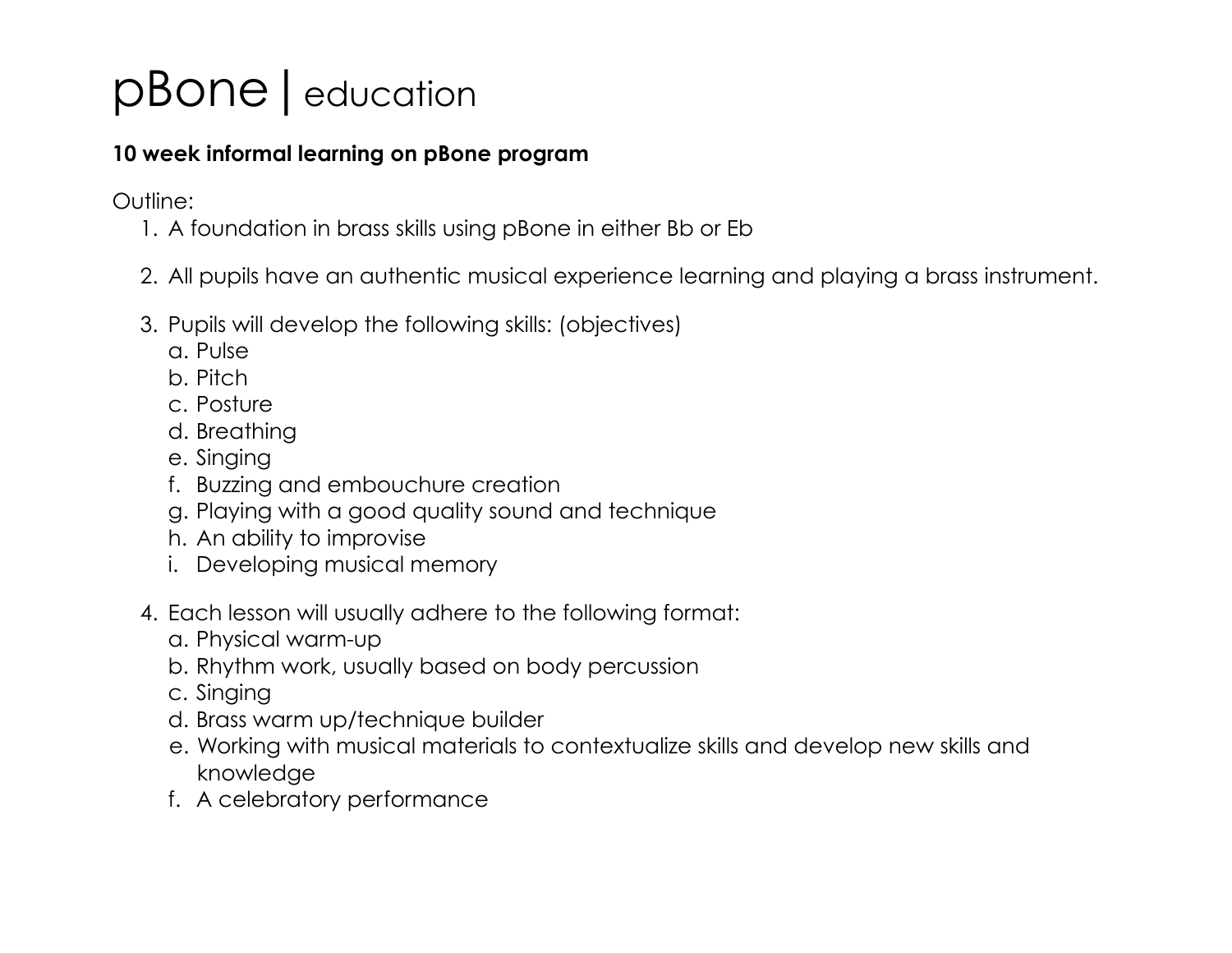# pBone | education

**10 week informal learning on pBone program**

Outline:

1. A foundation in brass skills using pBone in either Bb or Eb

2. All pupils have an authentic musical experience learning and playing a brass instrument.

3. Pupils will develop the following skills: (objectives)
   a. Pulse
   b. Pitch
   c. Posture
   d. Breathing
   e. Singing
   f. Buzzing and embouchure creation
   g. Playing with a good quality sound and technique
   h. An ability to improvise
   i. Developing musical memory

4. Each lesson will usually adhere to the following format:
   a. Physical warm-up
   b. Rhythm work, usually based on body percussion
   c. Singing
   d. Brass warm up/technique builder
   e. Working with musical materials to contextualize skills and develop new skills and knowledge
   f. A celebratory performance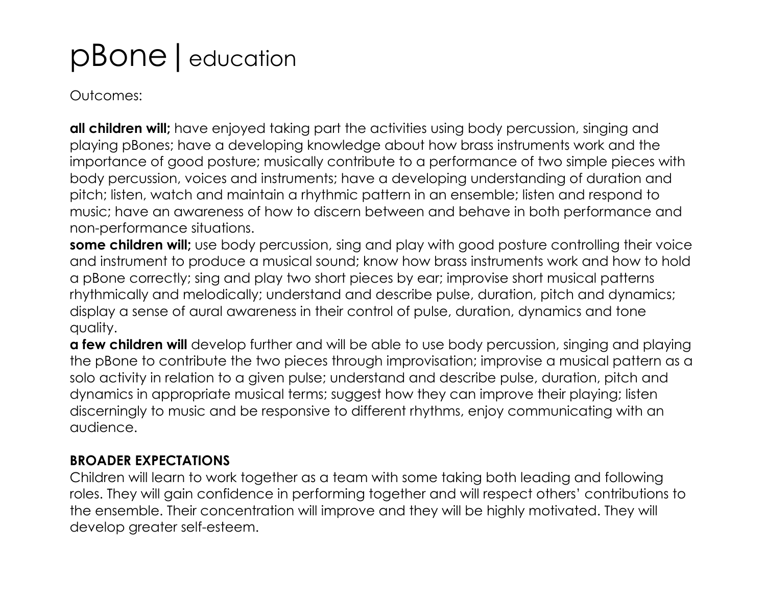# pBone | education

Outcomes:

**all children will;** have enjoyed taking part the activities using body percussion, singing and playing pBones; have a developing knowledge about how brass instruments work and the importance of good posture; musically contribute to a performance of two simple pieces with body percussion, voices and instruments; have a developing understanding of duration and pitch; listen, watch and maintain a rhythmic pattern in an ensemble; listen and respond to music; have an awareness of how to discern between and behave in both performance and non-performance situations.
**some children will;** use body percussion, sing and play with good posture controlling their voice and instrument to produce a musical sound; know how brass instruments work and how to hold a pBone correctly; sing and play two short pieces by ear; improvise short musical patterns rhythmically and melodically; understand and describe pulse, duration, pitch and dynamics; display a sense of aural awareness in their control of pulse, duration, dynamics and tone quality.
**a few children will** develop further and will be able to use body percussion, singing and playing the pBone to contribute the two pieces through improvisation; improvise a musical pattern as a solo activity in relation to a given pulse; understand and describe pulse, duration, pitch and dynamics in appropriate musical terms; suggest how they can improve their playing; listen discerningly to music and be responsive to different rhythms, enjoy communicating with an audience.

**BROADER EXPECTATIONS**

Children will learn to work together as a team with some taking both leading and following roles. They will gain confidence in performing together and will respect others' contributions to the ensemble. Their concentration will improve and they will be highly motivated. They will develop greater self-esteem.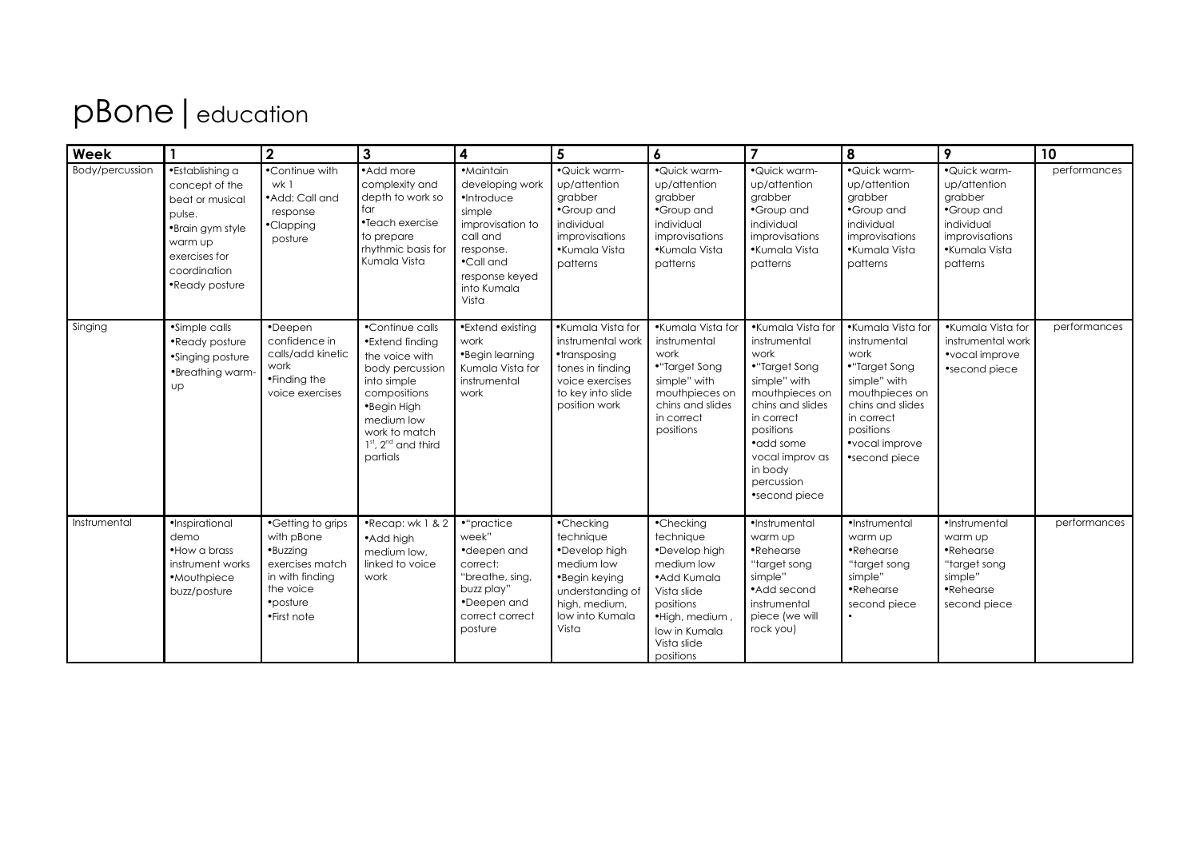# pBone | education

| Week | 1 | 2 | 3 | 4 | 5 | 6 | 7 | 8 | 9 | 10 |
|---|---|---|---|---|---|---|---|---|---|---|
| Body/percussion | •Establishing a concept of the beat or musical pulse.<br>•Brain gym style warm up exercises for coordination<br>•Ready posture | •Continue with wk 1<br>•Add: Call and response<br>•Clapping posture | •Add more complexity and depth to work so far<br>•Teach exercise to prepare rhythmic basis for Kumala Vista | •Maintain developing work<br>•Introduce simple improvisation to call and response.<br>•Call and response keyed into Kumala Vista | •Quick warm-up/attention grabber<br>•Group and individual improvisations<br>•Kumala Vista patterns | •Quick warm-up/attention grabber<br>•Group and individual improvisations<br>•Kumala Vista patterns | •Quick warm-up/attention grabber<br>•Group and individual improvisations<br>•Kumala Vista patterns | •Quick warm-up/attention grabber<br>•Group and individual improvisations<br>•Kumala Vista patterns | •Quick warm-up/attention grabber<br>•Group and individual improvisations<br>•Kumala Vista patterns | performances |
| Singing | •Simple calls<br>•Ready posture<br>•Singing posture<br>•Breathing warm-up | •Deepen confidence in calls/add kinetic work<br>•Finding the voice exercises | •Continue calls<br>•Extend finding the voice with body percussion into simple compositions<br>•Begin High medium low work to match 1st, 2nd and third partials | •Extend existing work<br>•Begin learning Kumala Vista for instrumental work | •Kumala Vista for instrumental work<br>•transposing tones in finding voice exercises to key into slide position work | •Kumala Vista for instrumental work<br>•"Target Song simple" with mouthpieces on chins and slides in correct positions | •Kumala Vista for instrumental work<br>•"Target Song simple" with mouthpieces on chins and slides in correct positions<br>•add some vocal improv as in body percussion<br>•second piece | •Kumala Vista for instrumental work<br>•"Target Song simple" with mouthpieces on chins and slides in correct positions<br>•vocal improve<br>•second piece | •Kumala Vista for instrumental work<br>•vocal improve<br>•second piece | performances |
| Instrumental | •Inspirational demo<br>•How a brass instrument works<br>•Mouthpiece buzz/posture | •Getting to grips with pBone<br>•Buzzing exercises match in with finding the voice<br>•posture<br>•First note | •Recap: wk 1 & 2<br>•Add high medium low, linked to voice work | •"practice week"<br>•deepen and correct: "breathe, sing, buzz play"<br>•Deepen and correct correct posture | •Checking technique<br>•Develop high medium low<br>•Begin keying understanding of high, medium, low into Kumala Vista | •Checking technique<br>•Develop high medium low<br>•Add Kumala Vista slide positions<br>•High, medium , low in Kumala Vista slide positions | •Instrumental warm up<br>•Rehearse "target song simple"<br>•Add second instrumental piece (we will rock you) | •Instrumental warm up<br>•Rehearse "target song simple"<br>•Rehearse second piece<br>• | •Instrumental warm up<br>•Rehearse "target song simple"<br>•Rehearse second piece | performances |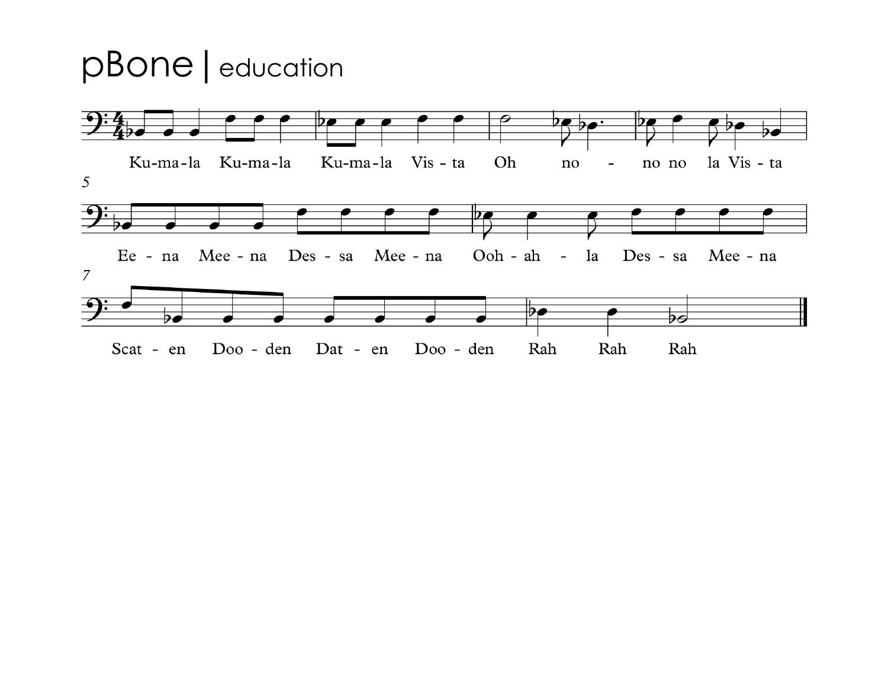# pBone | education

Ku-ma-la Ku-ma-la Ku-ma-la Vis - ta Oh no - no no la Vis - ta

5

Ee - na Mee - na Des - sa Mee - na Ooh - ah - la Des - sa Mee - na

7

Scat - en Doo - den Dat - en Doo - den Rah Rah Rah